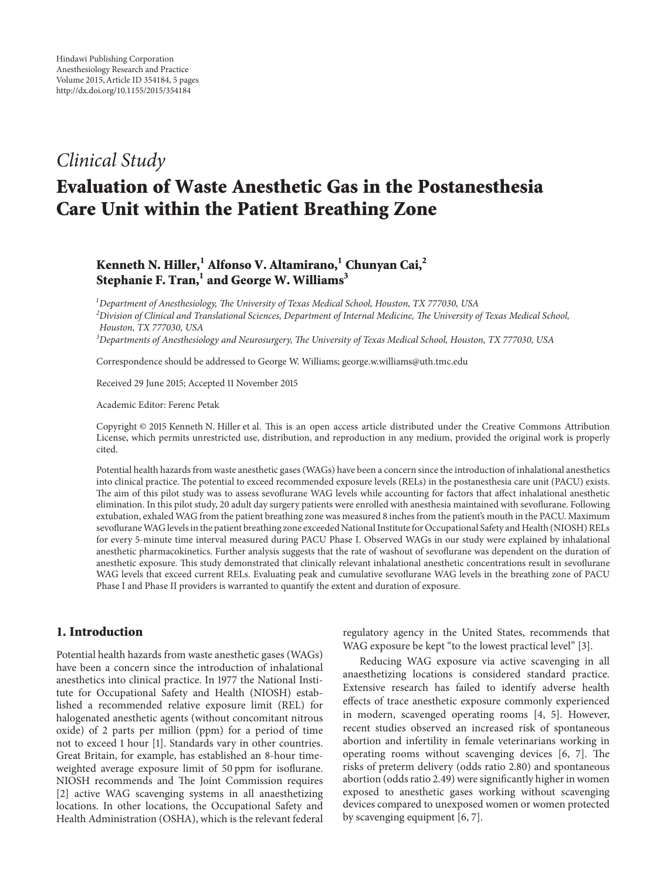Hindawi Publishing Corporation
Anesthesiology Research and Practice
Volume 2015, Article ID 354184, 5 pages
http://dx.doi.org/10.1155/2015/354184

*Clinical Study*

# Evaluation of Waste Anesthetic Gas in the Postanesthesia Care Unit within the Patient Breathing Zone

**Kenneth N. Hiller,[1] Alfonso V. Altamirano,[1] Chunyan Cai,[2] Stephanie F. Tran,[1] and George W. Williams[3]**

[1] *Department of Anesthesiology, The University of Texas Medical School, Houston, TX 777030, USA*
[2] *Division of Clinical and Translational Sciences, Department of Internal Medicine, The University of Texas Medical School, Houston, TX 777030, USA*
[3] *Departments of Anesthesiology and Neurosurgery, The University of Texas Medical School, Houston, TX 777030, USA*

Correspondence should be addressed to George W. Williams; george.w.williams@uth.tmc.edu

Received 29 June 2015; Accepted 11 November 2015

Academic Editor: Ferenc Petak

Copyright © 2015 Kenneth N. Hiller et al. This is an open access article distributed under the Creative Commons Attribution License, which permits unrestricted use, distribution, and reproduction in any medium, provided the original work is properly cited.

Potential health hazards from waste anesthetic gases (WAGs) have been a concern since the introduction of inhalational anesthetics into clinical practice. The potential to exceed recommended exposure levels (RELs) in the postanesthesia care unit (PACU) exists. The aim of this pilot study was to assess sevoflurane WAG levels while accounting for factors that affect inhalational anesthetic elimination. In this pilot study, 20 adult day surgery patients were enrolled with anesthesia maintained with sevoflurane. Following extubation, exhaled WAG from the patient breathing zone was measured 8 inches from the patient's mouth in the PACU. Maximum sevoflurane WAG levels in the patient breathing zone exceeded National Institute for Occupational Safety and Health (NIOSH) RELs for every 5-minute time interval measured during PACU Phase I. Observed WAGs in our study were explained by inhalational anesthetic pharmacokinetics. Further analysis suggests that the rate of washout of sevoflurane was dependent on the duration of anesthetic exposure. This study demonstrated that clinically relevant inhalational anesthetic concentrations result in sevoflurane WAG levels that exceed current RELs. Evaluating peak and cumulative sevoflurane WAG levels in the breathing zone of PACU Phase I and Phase II providers is warranted to quantify the extent and duration of exposure.

## 1. Introduction

Potential health hazards from waste anesthetic gases (WAGs) have been a concern since the introduction of inhalational anesthetics into clinical practice. In 1977 the National Institute for Occupational Safety and Health (NIOSH) established a recommended relative exposure limit (REL) for halogenated anesthetic agents (without concomitant nitrous oxide) of 2 parts per million (ppm) for a period of time not to exceed 1 hour [1]. Standards vary in other countries. Great Britain, for example, has established an 8-hour time-weighted average exposure limit of 50 ppm for isoflurane. NIOSH recommends and The Joint Commission requires [2] active WAG scavenging systems in all anaesthetizing locations. In other locations, the Occupational Safety and Health Administration (OSHA), which is the relevant federal regulatory agency in the United States, recommends that WAG exposure be kept "to the lowest practical level" [3].

Reducing WAG exposure via active scavenging in all anaesthetizing locations is considered standard practice. Extensive research has failed to identify adverse health effects of trace anesthetic exposure commonly experienced in modern, scavenged operating rooms [4, 5]. However, recent studies observed an increased risk of spontaneous abortion and infertility in female veterinarians working in operating rooms without scavenging devices [6, 7]. The risks of preterm delivery (odds ratio 2.80) and spontaneous abortion (odds ratio 2.49) were significantly higher in women exposed to anesthetic gases working without scavenging devices compared to unexposed women or women protected by scavenging equipment [6, 7].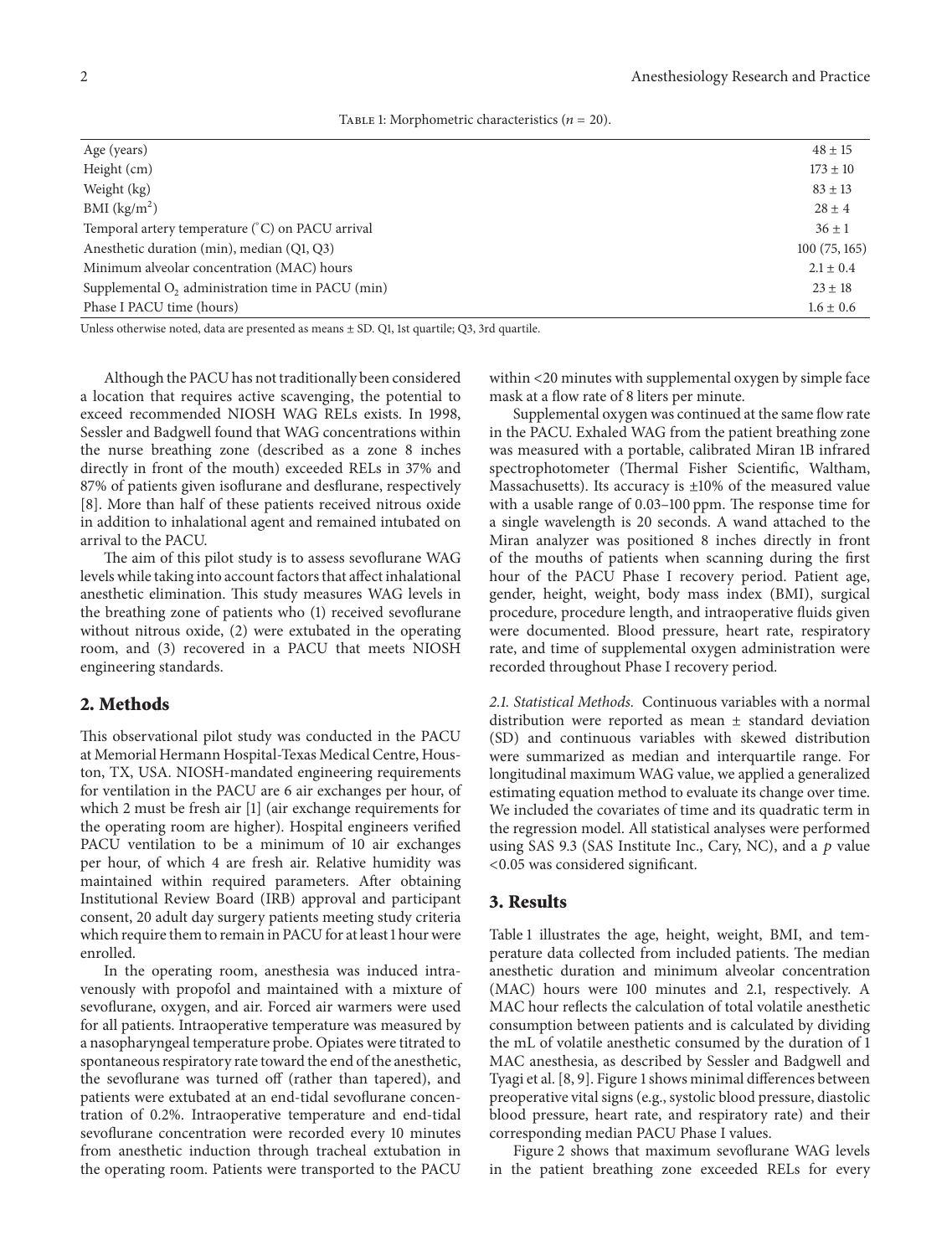Table 1: Morphometric characteristics ($n = 20$).

| | |
|---|---|
| Age (years) | $48 \pm 15$ |
| Height (cm) | $173 \pm 10$ |
| Weight (kg) | $83 \pm 13$ |
| BMI ($kg/m^2$) | $28 \pm 4$ |
| Temporal artery temperature (°C) on PACU arrival | $36 \pm 1$ |
| Anesthetic duration (min), median (Q1, Q3) | 100 (75, 165) |
| Minimum alveolar concentration (MAC) hours | $2.1 \pm 0.4$ |
| Supplemental $O_2$ administration time in PACU (min) | $23 \pm 18$ |
| Phase I PACU time (hours) | $1.6 \pm 0.6$ |

Unless otherwise noted, data are presented as means ± SD. Q1, 1st quartile; Q3, 3rd quartile.

Although the PACU has not traditionally been considered a location that requires active scavenging, the potential to exceed recommended NIOSH WAG RELs exists. In 1998, Sessler and Badgwell found that WAG concentrations within the nurse breathing zone (described as a zone 8 inches directly in front of the mouth) exceeded RELs in 37% and 87% of patients given isoflurane and desflurane, respectively [8]. More than half of these patients received nitrous oxide in addition to inhalational agent and remained intubated on arrival to the PACU.

The aim of this pilot study is to assess sevoflurane WAG levels while taking into account factors that affect inhalational anesthetic elimination. This study measures WAG levels in the breathing zone of patients who (1) received sevoflurane without nitrous oxide, (2) were extubated in the operating room, and (3) recovered in a PACU that meets NIOSH engineering standards.

## 2. Methods

This observational pilot study was conducted in the PACU at Memorial Hermann Hospital-Texas Medical Centre, Houston, TX, USA. NIOSH-mandated engineering requirements for ventilation in the PACU are 6 air exchanges per hour, of which 2 must be fresh air [1] (air exchange requirements for the operating room are higher). Hospital engineers verified PACU ventilation to be a minimum of 10 air exchanges per hour, of which 4 are fresh air. Relative humidity was maintained within required parameters. After obtaining Institutional Review Board (IRB) approval and participant consent, 20 adult day surgery patients meeting study criteria which require them to remain in PACU for at least 1 hour were enrolled.

In the operating room, anesthesia was induced intravenously with propofol and maintained with a mixture of sevoflurane, oxygen, and air. Forced air warmers were used for all patients. Intraoperative temperature was measured by a nasopharyngeal temperature probe. Opiates were titrated to spontaneous respiratory rate toward the end of the anesthetic, the sevoflurane was turned off (rather than tapered), and patients were extubated at an end-tidal sevoflurane concentration of 0.2%. Intraoperative temperature and end-tidal sevoflurane concentration were recorded every 10 minutes from anesthetic induction through tracheal extubation in the operating room. Patients were transported to the PACU within <20 minutes with supplemental oxygen by simple face mask at a flow rate of 8 liters per minute.

Supplemental oxygen was continued at the same flow rate in the PACU. Exhaled WAG from the patient breathing zone was measured with a portable, calibrated Miran 1B infrared spectrophotometer (Thermal Fisher Scientific, Waltham, Massachusetts). Its accuracy is ±10% of the measured value with a usable range of 0.03–100 ppm. The response time for a single wavelength is 20 seconds. A wand attached to the Miran analyzer was positioned 8 inches directly in front of the mouths of patients when scanning during the first hour of the PACU Phase I recovery period. Patient age, gender, height, weight, body mass index (BMI), surgical procedure, procedure length, and intraoperative fluids given were documented. Blood pressure, heart rate, respiratory rate, and time of supplemental oxygen administration were recorded throughout Phase I recovery period.

*2.1. Statistical Methods.* Continuous variables with a normal distribution were reported as mean ± standard deviation (SD) and continuous variables with skewed distribution were summarized as median and interquartile range. For longitudinal maximum WAG value, we applied a generalized estimating equation method to evaluate its change over time. We included the covariates of time and its quadratic term in the regression model. All statistical analyses were performed using SAS 9.3 (SAS Institute Inc., Cary, NC), and a $p$ value $<0.05$ was considered significant.

## 3. Results

Table 1 illustrates the age, height, weight, BMI, and temperature data collected from included patients. The median anesthetic duration and minimum alveolar concentration (MAC) hours were 100 minutes and 2.1, respectively. A MAC hour reflects the calculation of total volatile anesthetic consumption between patients and is calculated by dividing the mL of volatile anesthetic consumed by the duration of 1 MAC anesthesia, as described by Sessler and Badgwell and Tyagi et al. [8, 9]. Figure 1 shows minimal differences between preoperative vital signs (e.g., systolic blood pressure, diastolic blood pressure, heart rate, and respiratory rate) and their corresponding median PACU Phase I values.

Figure 2 shows that maximum sevoflurane WAG levels in the patient breathing zone exceeded RELs for every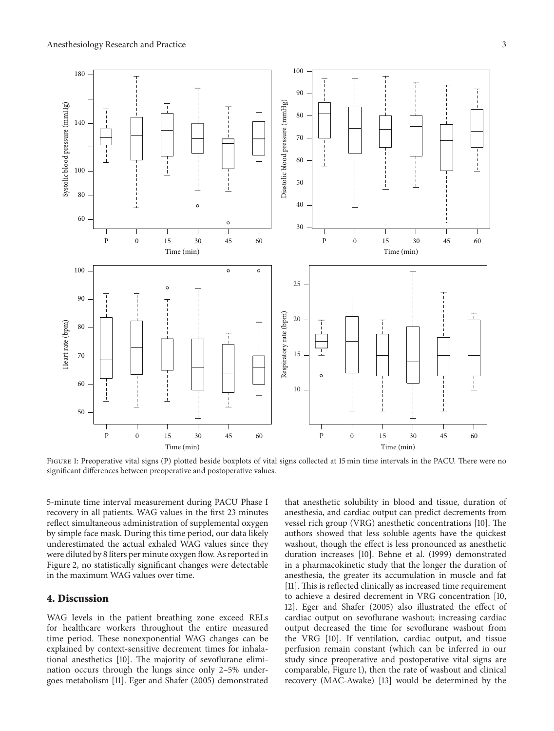Figure 1: Preoperative vital signs (P) plotted beside boxplots of vital signs collected at 15 min time intervals in the PACU. There were no significant differences between preoperative and postoperative values.

5-minute time interval measurement during PACU Phase I recovery in all patients. WAG values in the first 23 minutes reflect simultaneous administration of supplemental oxygen by simple face mask. During this time period, our data likely underestimated the actual exhaled WAG values since they were diluted by 8 liters per minute oxygen flow. As reported in Figure 2, no statistically significant changes were detectable in the maximum WAG values over time.

## 4. Discussion

WAG levels in the patient breathing zone exceed RELs for healthcare workers throughout the entire measured time period. These nonexponential WAG changes can be explained by context-sensitive decrement times for inhalational anesthetics [10]. The majority of sevoflurane elimination occurs through the lungs since only 2–5% undergoes metabolism [11]. Eger and Shafer (2005) demonstrated that anesthetic solubility in blood and tissue, duration of anesthesia, and cardiac output can predict decrements from vessel rich group (VRG) anesthetic concentrations [10]. The authors showed that less soluble agents have the quickest washout, though the effect is less pronounced as anesthetic duration increases [10]. Behne et al. (1999) demonstrated in a pharmacokinetic study that the longer the duration of anesthesia, the greater its accumulation in muscle and fat [11]. This is reflected clinically as increased time requirement to achieve a desired decrement in VRG concentration [10, 12]. Eger and Shafer (2005) also illustrated the effect of cardiac output on sevoflurane washout; increasing cardiac output decreased the time for sevoflurane washout from the VRG [10]. If ventilation, cardiac output, and tissue perfusion remain constant (which can be inferred in our study since preoperative and postoperative vital signs are comparable, Figure 1), then the rate of washout and clinical recovery (MAC-Awake) [13] would be determined by the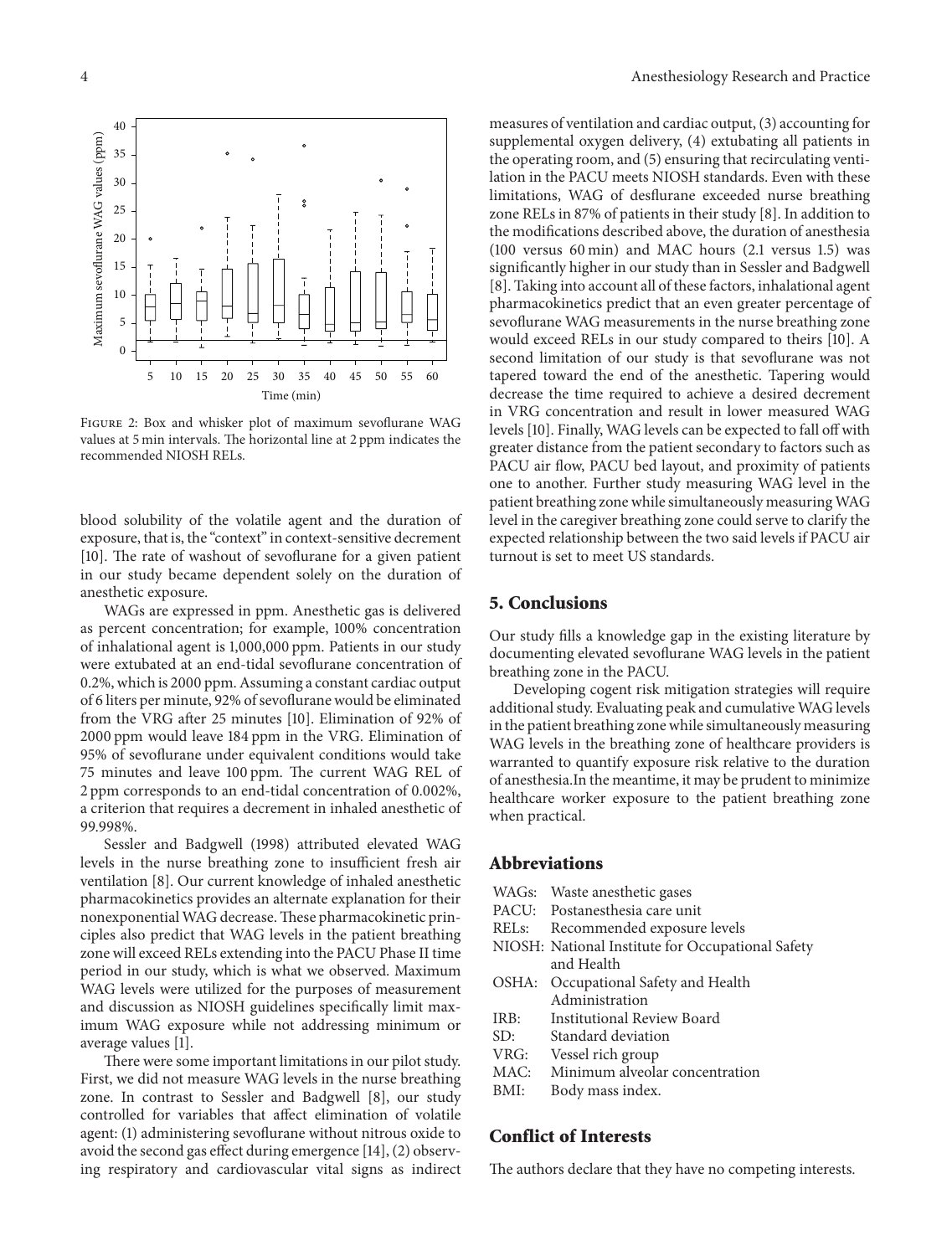Figure 2: Box and whisker plot of maximum sevoflurane WAG values at 5 min intervals. The horizontal line at 2 ppm indicates the recommended NIOSH RELs.

blood solubility of the volatile agent and the duration of exposure, that is, the "context" in context-sensitive decrement [10]. The rate of washout of sevoflurane for a given patient in our study became dependent solely on the duration of anesthetic exposure.

WAGs are expressed in ppm. Anesthetic gas is delivered as percent concentration; for example, 100% concentration of inhalational agent is 1,000,000 ppm. Patients in our study were extubated at an end-tidal sevoflurane concentration of 0.2%, which is 2000 ppm. Assuming a constant cardiac output of 6 liters per minute, 92% of sevoflurane would be eliminated from the VRG after 25 minutes [10]. Elimination of 92% of 2000 ppm would leave 184 ppm in the VRG. Elimination of 95% of sevoflurane under equivalent conditions would take 75 minutes and leave 100 ppm. The current WAG REL of 2 ppm corresponds to an end-tidal concentration of 0.002%, a criterion that requires a decrement in inhaled anesthetic of 99.998%.

Sessler and Badgwell (1998) attributed elevated WAG levels in the nurse breathing zone to insufficient fresh air ventilation [8]. Our current knowledge of inhaled anesthetic pharmacokinetics provides an alternate explanation for their nonexponential WAG decrease. These pharmacokinetic principles also predict that WAG levels in the patient breathing zone will exceed RELs extending into the PACU Phase II time period in our study, which is what we observed. Maximum WAG levels were utilized for the purposes of measurement and discussion as NIOSH guidelines specifically limit maximum WAG exposure while not addressing minimum or average values [1].

There were some important limitations in our pilot study. First, we did not measure WAG levels in the nurse breathing zone. In contrast to Sessler and Badgwell [8], our study controlled for variables that affect elimination of volatile agent: (1) administering sevoflurane without nitrous oxide to avoid the second gas effect during emergence [14], (2) observing respiratory and cardiovascular vital signs as indirect measures of ventilation and cardiac output, (3) accounting for supplemental oxygen delivery, (4) extubating all patients in the operating room, and (5) ensuring that recirculating ventilation in the PACU meets NIOSH standards. Even with these limitations, WAG of desflurane exceeded nurse breathing zone RELs in 87% of patients in their study [8]. In addition to the modifications described above, the duration of anesthesia (100 versus 60 min) and MAC hours (2.1 versus 1.5) was significantly higher in our study than in Sessler and Badgwell [8]. Taking into account all of these factors, inhalational agent pharmacokinetics predict that an even greater percentage of sevoflurane WAG measurements in the nurse breathing zone would exceed RELs in our study compared to theirs [10]. A second limitation of our study is that sevoflurane was not tapered toward the end of the anesthetic. Tapering would decrease the time required to achieve a desired decrement in VRG concentration and result in lower measured WAG levels [10]. Finally, WAG levels can be expected to fall off with greater distance from the patient secondary to factors such as PACU air flow, PACU bed layout, and proximity of patients one to another. Further study measuring WAG level in the patient breathing zone while simultaneously measuring WAG level in the caregiver breathing zone could serve to clarify the expected relationship between the two said levels if PACU air turnout is set to meet US standards.

## 5. Conclusions

Our study fills a knowledge gap in the existing literature by documenting elevated sevoflurane WAG levels in the patient breathing zone in the PACU.

Developing cogent risk mitigation strategies will require additional study. Evaluating peak and cumulative WAG levels in the patient breathing zone while simultaneously measuring WAG levels in the breathing zone of healthcare providers is warranted to quantify exposure risk relative to the duration of anesthesia.In the meantime, it may be prudent to minimize healthcare worker exposure to the patient breathing zone when practical.

## Abbreviations

- WAGs: Waste anesthetic gases
- PACU: Postanesthesia care unit
- RELs: Recommended exposure levels
- NIOSH: National Institute for Occupational Safety and Health
- OSHA: Occupational Safety and Health Administration
- IRB: Institutional Review Board
- SD: Standard deviation
- VRG: Vessel rich group
- MAC: Minimum alveolar concentration
- BMI: Body mass index.

## Conflict of Interests

The authors declare that they have no competing interests.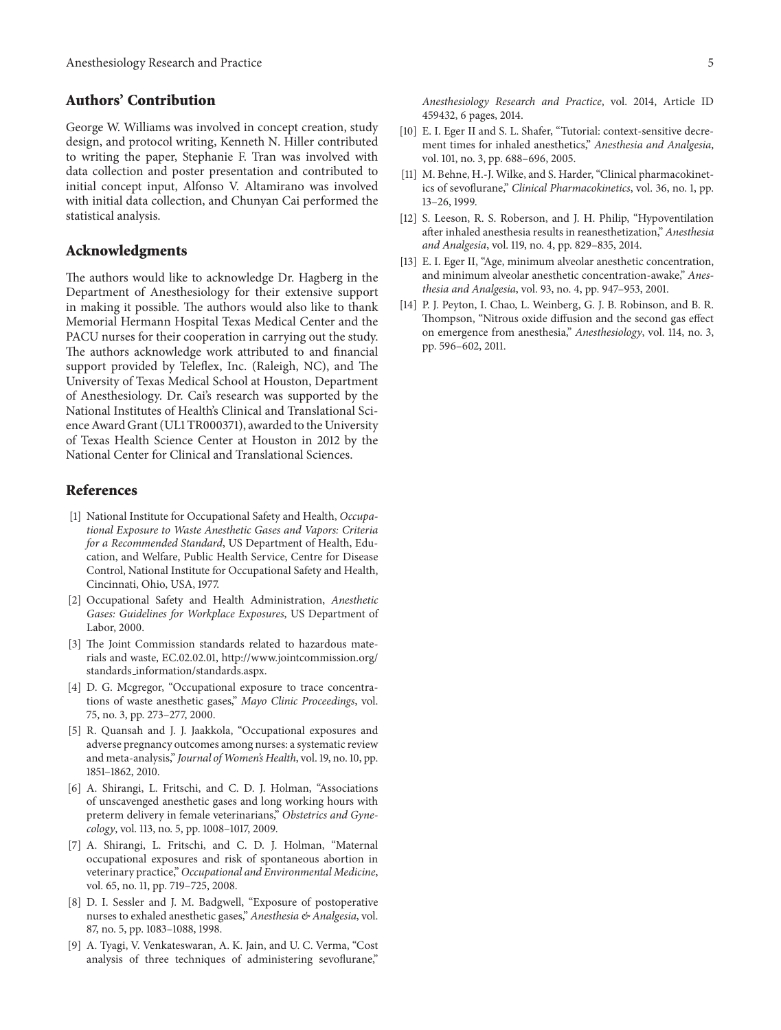## Authors' Contribution

George W. Williams was involved in concept creation, study design, and protocol writing, Kenneth N. Hiller contributed to writing the paper, Stephanie F. Tran was involved with data collection and poster presentation and contributed to initial concept input, Alfonso V. Altamirano was involved with initial data collection, and Chunyan Cai performed the statistical analysis.

## Acknowledgments

The authors would like to acknowledge Dr. Hagberg in the Department of Anesthesiology for their extensive support in making it possible. The authors would also like to thank Memorial Hermann Hospital Texas Medical Center and the PACU nurses for their cooperation in carrying out the study. The authors acknowledge work attributed to and financial support provided by Teleflex, Inc. (Raleigh, NC), and The University of Texas Medical School at Houston, Department of Anesthesiology. Dr. Cai's research was supported by the National Institutes of Health's Clinical and Translational Science Award Grant (UL1 TR000371), awarded to the University of Texas Health Science Center at Houston in 2012 by the National Center for Clinical and Translational Sciences.

## References

[1] National Institute for Occupational Safety and Health, *Occupational Exposure to Waste Anesthetic Gases and Vapors: Criteria for a Recommended Standard*, US Department of Health, Education, and Welfare, Public Health Service, Centre for Disease Control, National Institute for Occupational Safety and Health, Cincinnati, Ohio, USA, 1977.

[2] Occupational Safety and Health Administration, *Anesthetic Gases: Guidelines for Workplace Exposures*, US Department of Labor, 2000.

[3] The Joint Commission standards related to hazardous materials and waste, EC.02.02.01, http://www.jointcommission.org/standards_information/standards.aspx.

[4] D. G. Mcgregor, "Occupational exposure to trace concentrations of waste anesthetic gases," *Mayo Clinic Proceedings*, vol. 75, no. 3, pp. 273–277, 2000.

[5] R. Quansah and J. J. Jaakkola, "Occupational exposures and adverse pregnancy outcomes among nurses: a systematic review and meta-analysis," *Journal of Women's Health*, vol. 19, no. 10, pp. 1851–1862, 2010.

[6] A. Shirangi, L. Fritschi, and C. D. J. Holman, "Associations of unscavenged anesthetic gases and long working hours with preterm delivery in female veterinarians," *Obstetrics and Gynecology*, vol. 113, no. 5, pp. 1008–1017, 2009.

[7] A. Shirangi, L. Fritschi, and C. D. J. Holman, "Maternal occupational exposures and risk of spontaneous abortion in veterinary practice," *Occupational and Environmental Medicine*, vol. 65, no. 11, pp. 719–725, 2008.

[8] D. I. Sessler and J. M. Badgwell, "Exposure of postoperative nurses to exhaled anesthetic gases," *Anesthesia & Analgesia*, vol. 87, no. 5, pp. 1083–1088, 1998.

[9] A. Tyagi, V. Venkateswaran, A. K. Jain, and U. C. Verma, "Cost analysis of three techniques of administering sevoflurane," *Anesthesiology Research and Practice*, vol. 2014, Article ID 459432, 6 pages, 2014.

[10] E. I. Eger II and S. L. Shafer, "Tutorial: context-sensitive decrement times for inhaled anesthetics," *Anesthesia and Analgesia*, vol. 101, no. 3, pp. 688–696, 2005.

[11] M. Behne, H.-J. Wilke, and S. Harder, "Clinical pharmacokinetics of sevoflurane," *Clinical Pharmacokinetics*, vol. 36, no. 1, pp. 13–26, 1999.

[12] S. Leeson, R. S. Roberson, and J. H. Philip, "Hypoventilation after inhaled anesthesia results in reanesthetization," *Anesthesia and Analgesia*, vol. 119, no. 4, pp. 829–835, 2014.

[13] E. I. Eger II, "Age, minimum alveolar anesthetic concentration, and minimum alveolar anesthetic concentration-awake," *Anesthesia and Analgesia*, vol. 93, no. 4, pp. 947–953, 2001.

[14] P. J. Peyton, I. Chao, L. Weinberg, G. J. B. Robinson, and B. R. Thompson, "Nitrous oxide diffusion and the second gas effect on emergence from anesthesia," *Anesthesiology*, vol. 114, no. 3, pp. 596–602, 2011.